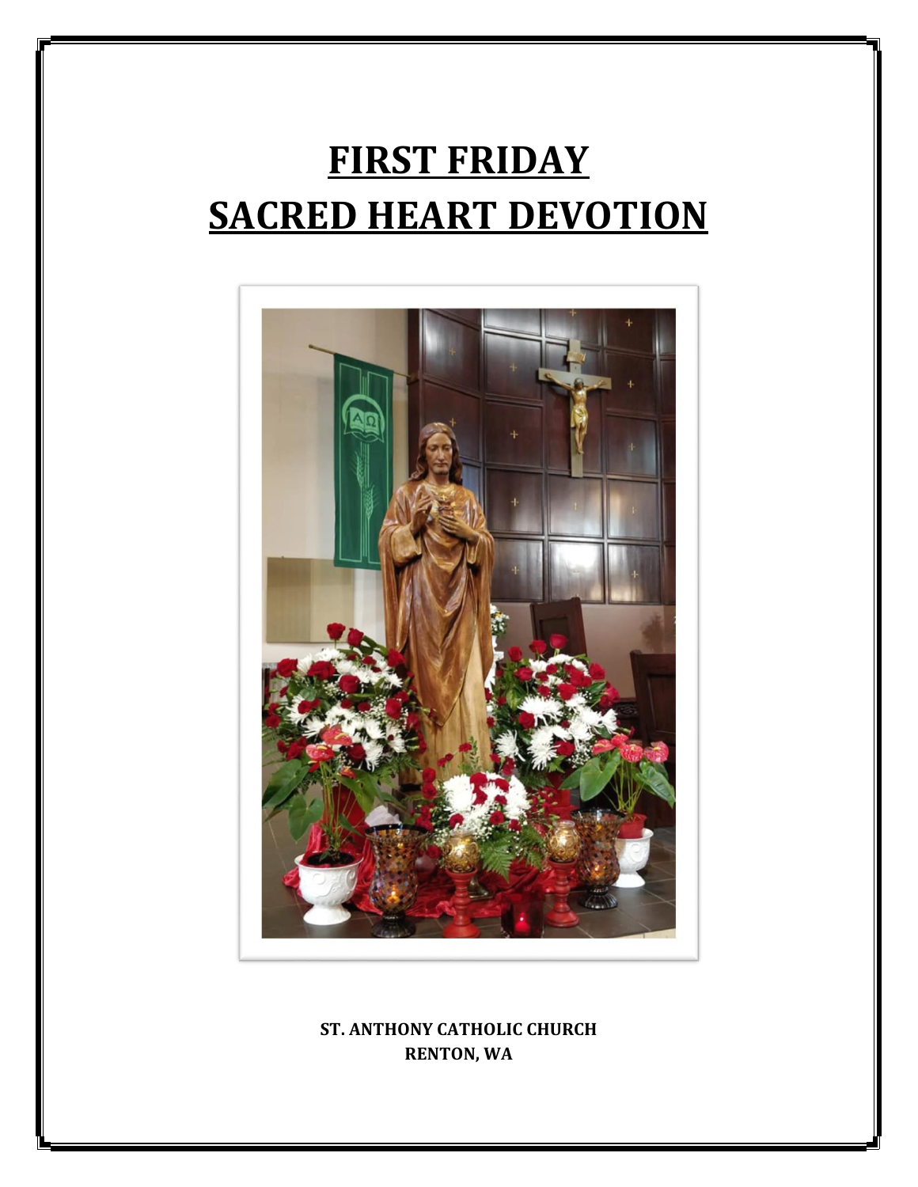# FIRST FRIDAY
# SACRED HEART DEVOTION

**ST. ANTHONY CATHOLIC CHURCH**
**RENTON, WA**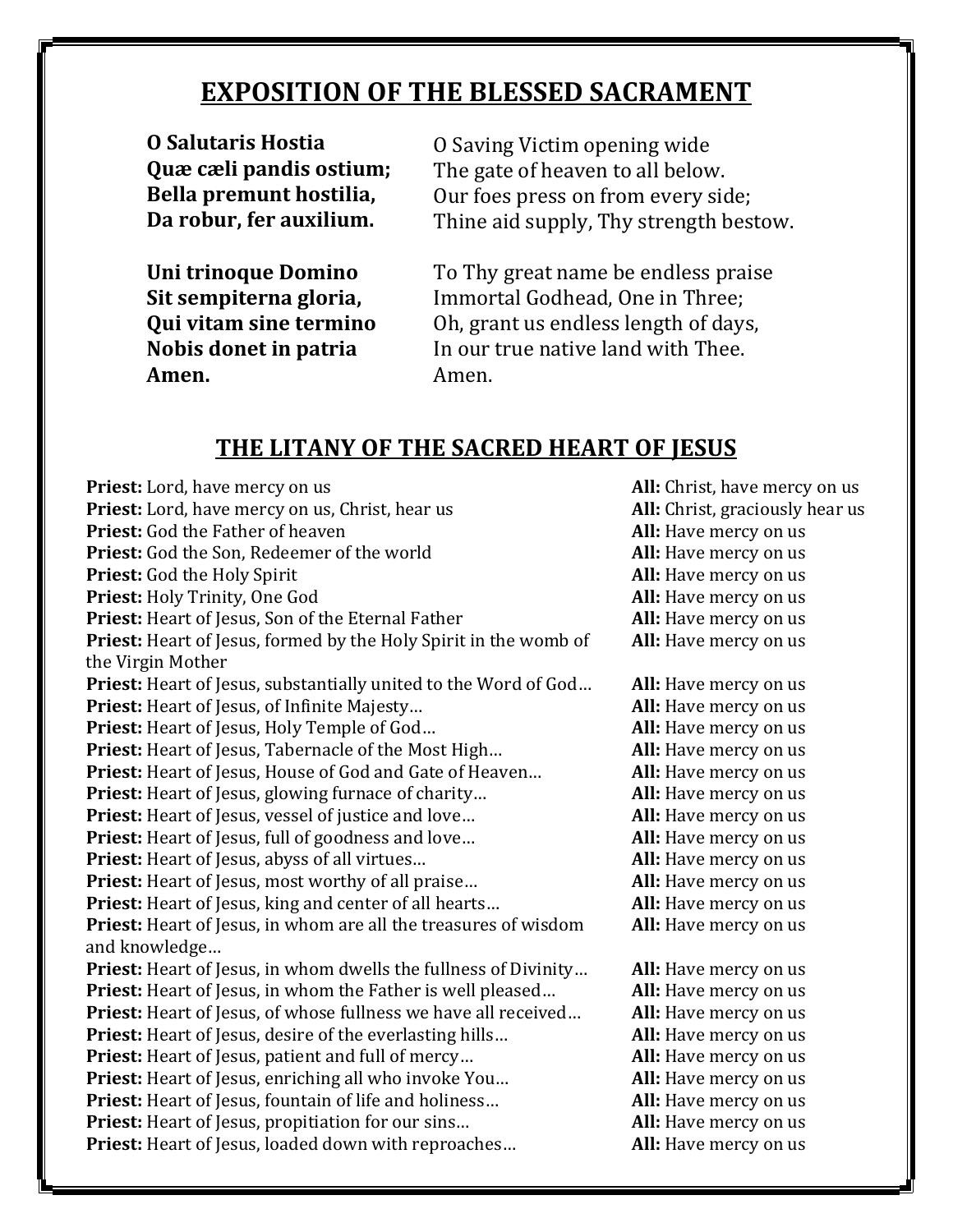## EXPOSITION OF THE BLESSED SACRAMENT

| | |
|---|---|
| **O Salutaris Hostia** | O Saving Victim opening wide |
| **Quæ cæli pandis ostium;** | The gate of heaven to all below. |
| **Bella premunt hostilia,** | Our foes press on from every side; |
| **Da robur, fer auxilium.** | Thine aid supply, Thy strength bestow. |
| | |
| **Uni trinoque Domino** | To Thy great name be endless praise |
| **Sit sempiterna gloria,** | Immortal Godhead, One in Three; |
| **Qui vitam sine termino** | Oh, grant us endless length of days, |
| **Nobis donet in patria** | In our true native land with Thee. |
| **Amen.** | Amen. |

## THE LITANY OF THE SACRED HEART OF JESUS

| | |
|---|---|
| **Priest:** Lord, have mercy on us | **All:** Christ, have mercy on us |
| **Priest:** Lord, have mercy on us, Christ, hear us | **All:** Christ, graciously hear us |
| **Priest:** God the Father of heaven | **All:** Have mercy on us |
| **Priest:** God the Son, Redeemer of the world | **All:** Have mercy on us |
| **Priest:** God the Holy Spirit | **All:** Have mercy on us |
| **Priest:** Holy Trinity, One God | **All:** Have mercy on us |
| **Priest:** Heart of Jesus, Son of the Eternal Father | **All:** Have mercy on us |
| **Priest:** Heart of Jesus, formed by the Holy Spirit in the womb of the Virgin Mother | **All:** Have mercy on us |
| **Priest:** Heart of Jesus, substantially united to the Word of God… | **All:** Have mercy on us |
| **Priest:** Heart of Jesus, of Infinite Majesty… | **All:** Have mercy on us |
| **Priest:** Heart of Jesus, Holy Temple of God… | **All:** Have mercy on us |
| **Priest:** Heart of Jesus, Tabernacle of the Most High… | **All:** Have mercy on us |
| **Priest:** Heart of Jesus, House of God and Gate of Heaven… | **All:** Have mercy on us |
| **Priest:** Heart of Jesus, glowing furnace of charity… | **All:** Have mercy on us |
| **Priest:** Heart of Jesus, vessel of justice and love… | **All:** Have mercy on us |
| **Priest:** Heart of Jesus, full of goodness and love… | **All:** Have mercy on us |
| **Priest:** Heart of Jesus, abyss of all virtues… | **All:** Have mercy on us |
| **Priest:** Heart of Jesus, most worthy of all praise… | **All:** Have mercy on us |
| **Priest:** Heart of Jesus, king and center of all hearts… | **All:** Have mercy on us |
| **Priest:** Heart of Jesus, in whom are all the treasures of wisdom and knowledge… | **All:** Have mercy on us |
| **Priest:** Heart of Jesus, in whom dwells the fullness of Divinity… | **All:** Have mercy on us |
| **Priest:** Heart of Jesus, in whom the Father is well pleased… | **All:** Have mercy on us |
| **Priest:** Heart of Jesus, of whose fullness we have all received… | **All:** Have mercy on us |
| **Priest:** Heart of Jesus, desire of the everlasting hills… | **All:** Have mercy on us |
| **Priest:** Heart of Jesus, patient and full of mercy… | **All:** Have mercy on us |
| **Priest:** Heart of Jesus, enriching all who invoke You… | **All:** Have mercy on us |
| **Priest:** Heart of Jesus, fountain of life and holiness… | **All:** Have mercy on us |
| **Priest:** Heart of Jesus, propitiation for our sins… | **All:** Have mercy on us |
| **Priest:** Heart of Jesus, loaded down with reproaches… | **All:** Have mercy on us |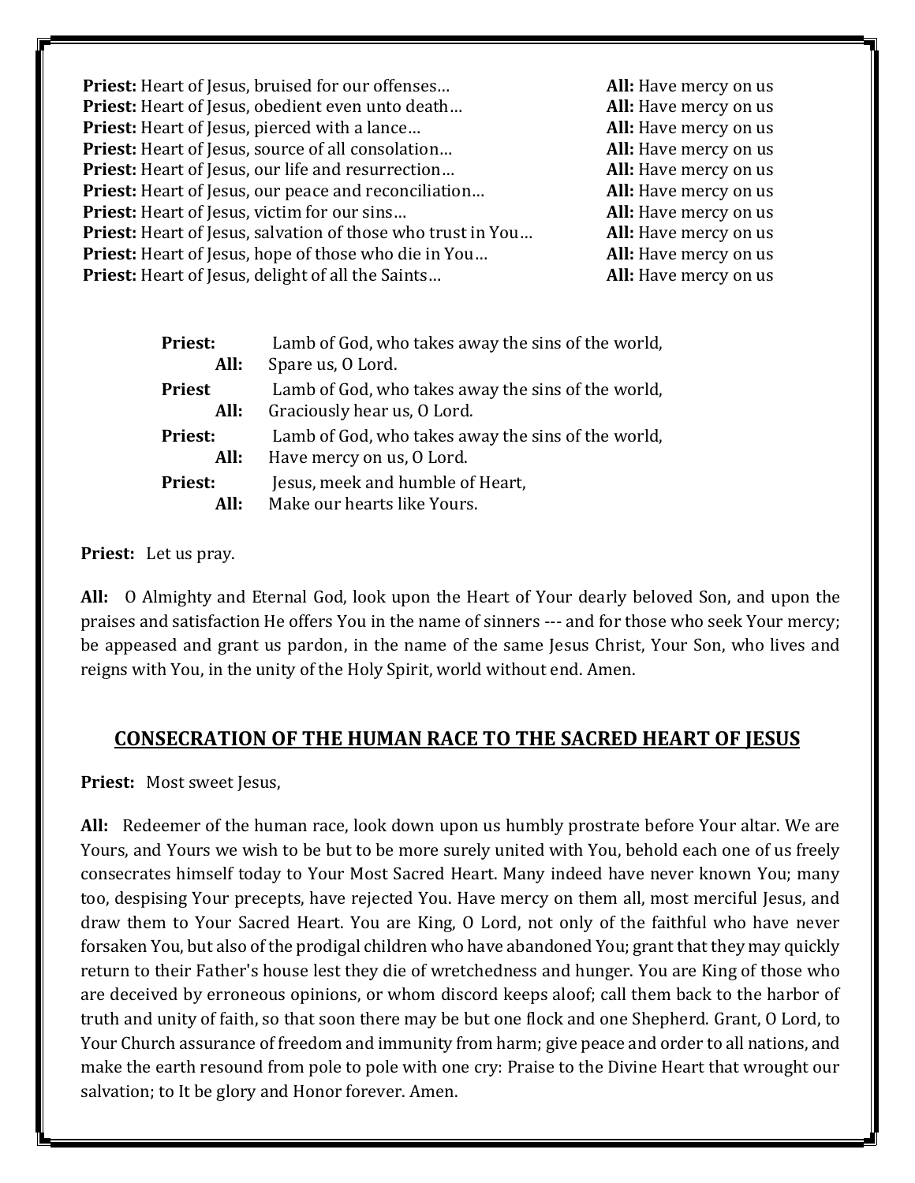**Priest:** Heart of Jesus, bruised for our offenses… **All:** Have mercy on us
**Priest:** Heart of Jesus, obedient even unto death… **All:** Have mercy on us
**Priest:** Heart of Jesus, pierced with a lance… **All:** Have mercy on us
**Priest:** Heart of Jesus, source of all consolation… **All:** Have mercy on us
**Priest:** Heart of Jesus, our life and resurrection… **All:** Have mercy on us
**Priest:** Heart of Jesus, our peace and reconciliation… **All:** Have mercy on us
**Priest:** Heart of Jesus, victim for our sins… **All:** Have mercy on us
**Priest:** Heart of Jesus, salvation of those who trust in You… **All:** Have mercy on us
**Priest:** Heart of Jesus, hope of those who die in You… **All:** Have mercy on us
**Priest:** Heart of Jesus, delight of all the Saints… **All:** Have mercy on us

**Priest:** Lamb of God, who takes away the sins of the world,
**All:** Spare us, O Lord.
**Priest** Lamb of God, who takes away the sins of the world,
**All:** Graciously hear us, O Lord.
**Priest:** Lamb of God, who takes away the sins of the world,
**All:** Have mercy on us, O Lord.
**Priest:** Jesus, meek and humble of Heart,
**All:** Make our hearts like Yours.

**Priest:** Let us pray.

**All:** O Almighty and Eternal God, look upon the Heart of Your dearly beloved Son, and upon the praises and satisfaction He offers You in the name of sinners --- and for those who seek Your mercy; be appeased and grant us pardon, in the name of the same Jesus Christ, Your Son, who lives and reigns with You, in the unity of the Holy Spirit, world without end. Amen.

## CONSECRATION OF THE HUMAN RACE TO THE SACRED HEART OF JESUS

**Priest:** Most sweet Jesus,

**All:** Redeemer of the human race, look down upon us humbly prostrate before Your altar. We are Yours, and Yours we wish to be but to be more surely united with You, behold each one of us freely consecrates himself today to Your Most Sacred Heart. Many indeed have never known You; many too, despising Your precepts, have rejected You. Have mercy on them all, most merciful Jesus, and draw them to Your Sacred Heart. You are King, O Lord, not only of the faithful who have never forsaken You, but also of the prodigal children who have abandoned You; grant that they may quickly return to their Father's house lest they die of wretchedness and hunger. You are King of those who are deceived by erroneous opinions, or whom discord keeps aloof; call them back to the harbor of truth and unity of faith, so that soon there may be but one flock and one Shepherd. Grant, O Lord, to Your Church assurance of freedom and immunity from harm; give peace and order to all nations, and make the earth resound from pole to pole with one cry: Praise to the Divine Heart that wrought our salvation; to It be glory and Honor forever. Amen.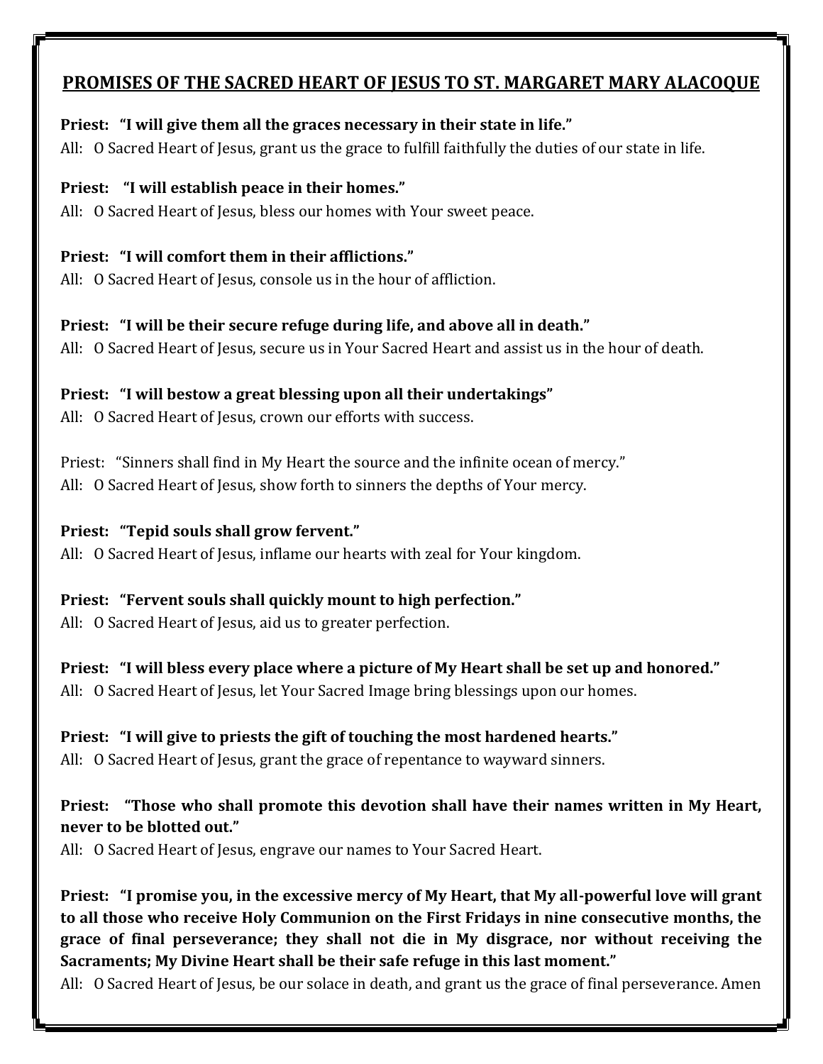## PROMISES OF THE SACRED HEART OF JESUS TO ST. MARGARET MARY ALACOQUE

**Priest: "I will give them all the graces necessary in their state in life."**
All: O Sacred Heart of Jesus, grant us the grace to fulfill faithfully the duties of our state in life.

**Priest: "I will establish peace in their homes."**
All: O Sacred Heart of Jesus, bless our homes with Your sweet peace.

**Priest: "I will comfort them in their afflictions."**
All: O Sacred Heart of Jesus, console us in the hour of affliction.

**Priest: "I will be their secure refuge during life, and above all in death."**
All: O Sacred Heart of Jesus, secure us in Your Sacred Heart and assist us in the hour of death.

**Priest: "I will bestow a great blessing upon all their undertakings"**
All: O Sacred Heart of Jesus, crown our efforts with success.

Priest: "Sinners shall find in My Heart the source and the infinite ocean of mercy."
All: O Sacred Heart of Jesus, show forth to sinners the depths of Your mercy.

**Priest: "Tepid souls shall grow fervent."**
All: O Sacred Heart of Jesus, inflame our hearts with zeal for Your kingdom.

**Priest: "Fervent souls shall quickly mount to high perfection."**
All: O Sacred Heart of Jesus, aid us to greater perfection.

**Priest: "I will bless every place where a picture of My Heart shall be set up and honored."**
All: O Sacred Heart of Jesus, let Your Sacred Image bring blessings upon our homes.

**Priest: "I will give to priests the gift of touching the most hardened hearts."**
All: O Sacred Heart of Jesus, grant the grace of repentance to wayward sinners.

**Priest: "Those who shall promote this devotion shall have their names written in My Heart, never to be blotted out."**
All: O Sacred Heart of Jesus, engrave our names to Your Sacred Heart.

**Priest: "I promise you, in the excessive mercy of My Heart, that My all-powerful love will grant to all those who receive Holy Communion on the First Fridays in nine consecutive months, the grace of final perseverance; they shall not die in My disgrace, nor without receiving the Sacraments; My Divine Heart shall be their safe refuge in this last moment."**
All: O Sacred Heart of Jesus, be our solace in death, and grant us the grace of final perseverance. Amen